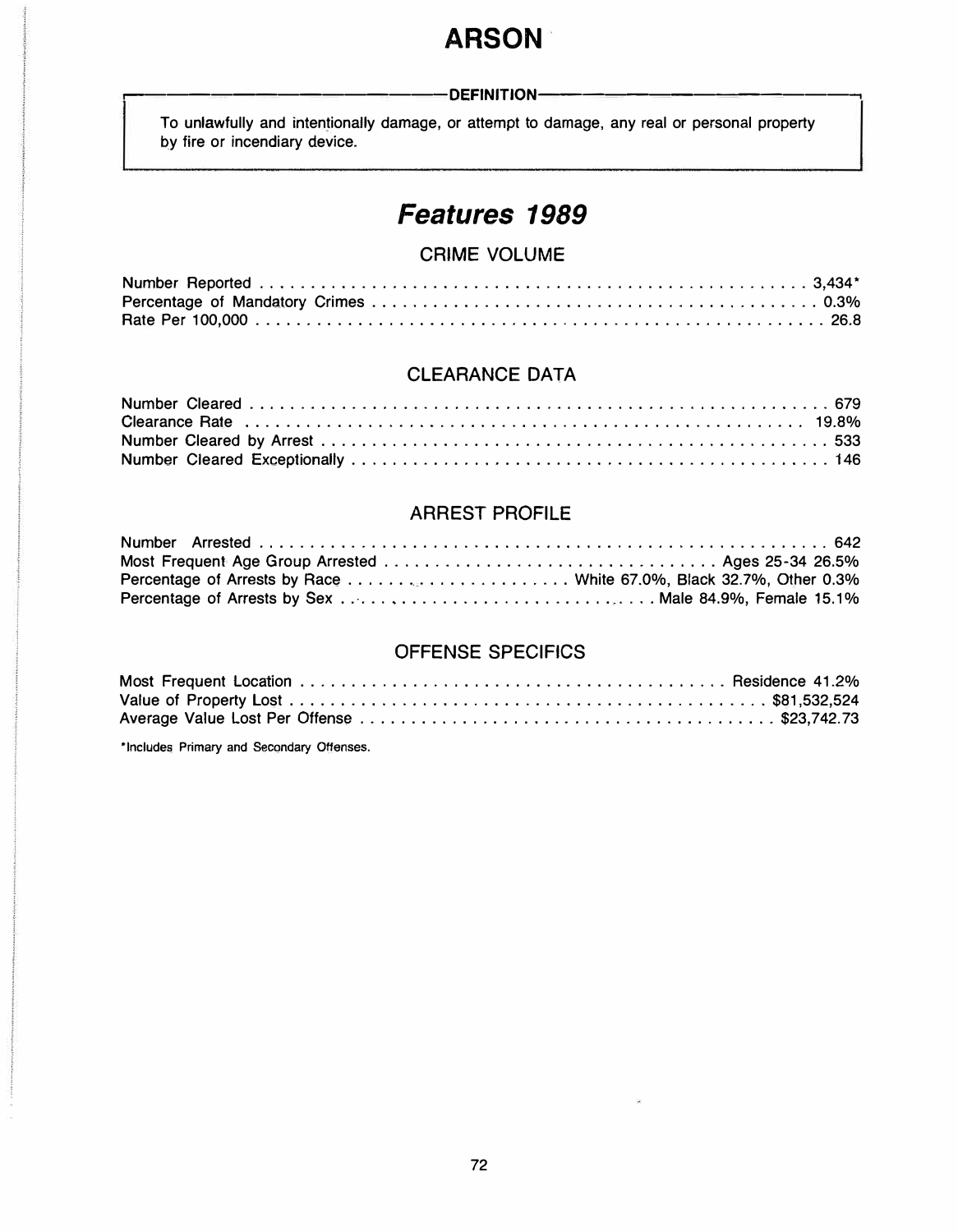# ARSON

**DEFINITION**

To unlawfully and intentionally damage, or attempt to damage, any real or personal property by fire or incendiary device.

## *Features 1989*

### CRIME VOLUME

| | |
|---|---|
| Number Reported | 3,434* |
| Percentage of Mandatory Crimes | 0.3% |
| Rate Per 100,000 | 26.8 |

### CLEARANCE DATA

| | |
|---|---|
| Number Cleared | 679 |
| Clearance Rate | 19.8% |
| Number Cleared by Arrest | 533 |
| Number Cleared Exceptionally | 146 |

### ARREST PROFILE

| | |
|---|---|
| Number Arrested | 642 |
| Most Frequent Age Group Arrested | Ages 25-34 26.5% |
| Percentage of Arrests by Race | White 67.0%, Black 32.7%, Other 0.3% |
| Percentage of Arrests by Sex | Male 84.9%, Female 15.1% |

### OFFENSE SPECIFICS

| | |
|---|---|
| Most Frequent Location | Residence 41.2% |
| Value of Property Lost | $81,532,524 |
| Average Value Lost Per Offense | $23,742.73 |

*Includes Primary and Secondary Offenses.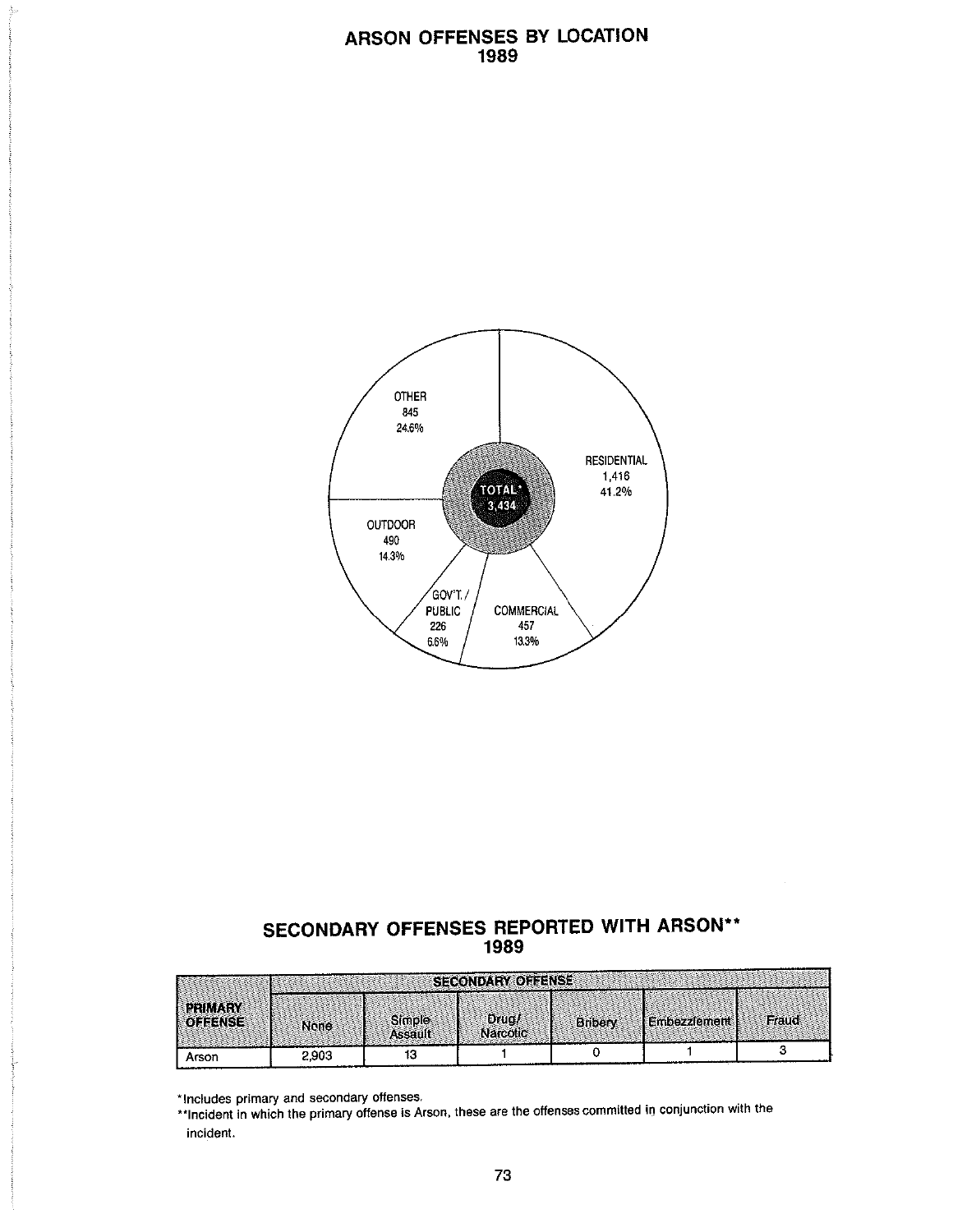# ARSON OFFENSES BY LOCATION
## 1989

OTHER
845
24.6%

RESIDENTIAL
1,416
41.2%

TOTAL*
3,434

OUTDOOR
490
14.3%

GOV'T./
PUBLIC
226
6.6%

COMMERCIAL
457
13.3%

# SECONDARY OFFENSES REPORTED WITH ARSON**
## 1989

| PRIMARY OFFENSE | SECONDARY OFFENSE | | | | | |
|---|---|---|---|---|---|---|
| | None | Simple Assault | Drug/ Narcotic | Bribery | Embezzlement | Fraud |
| Arson | 2,903 | 13 | 1 | 0 | 1 | 3 |

*Includes primary and secondary offenses.

**Incident in which the primary offense is Arson, these are the offenses committed in conjunction with the incident.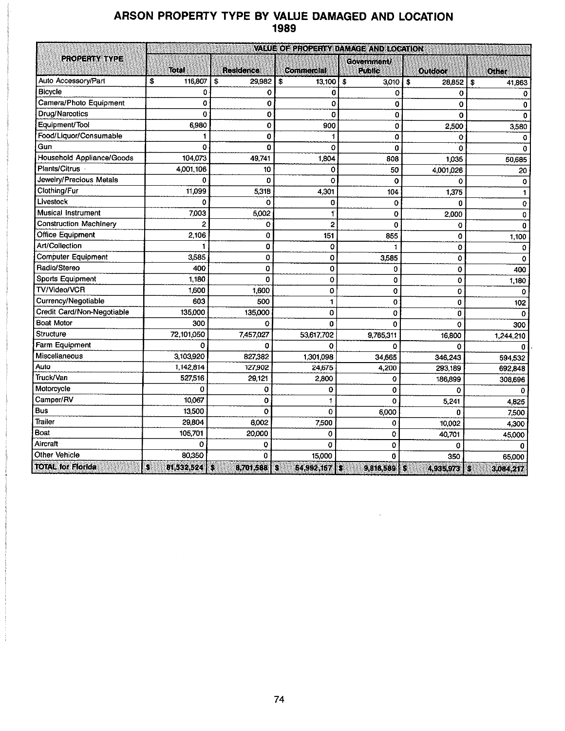# ARSON PROPERTY TYPE BY VALUE DAMAGED AND LOCATION
## 1989

| PROPERTY TYPE | VALUE OF PROPERTY DAMAGE AND LOCATION | | | | | |
|---|---|---|---|---|---|---|
| | Total | Residence | Commercial | Government/ Public | Outdoor | Other |
| Auto Accessory/Part | $ 116,807 | $ 29,982 | $ 13,100 | $ 3,010 | $ 28,852 | $ 41,863 |
| Bicycle | 0 | 0 | 0 | 0 | 0 | 0 |
| Camera/Photo Equipment | 0 | 0 | 0 | 0 | 0 | 0 |
| Drug/Narcotics | 0 | 0 | 0 | 0 | 0 | 0 |
| Equipment/Tool | 6,980 | 0 | 900 | 0 | 2,500 | 3,580 |
| Food/Liquor/Consumable | 1 | 0 | 1 | 0 | 0 | 0 |
| Gun | 0 | 0 | 0 | 0 | 0 | 0 |
| Household Appliance/Goods | 104,073 | 49,741 | 1,804 | 808 | 1,035 | 50,685 |
| Plants/Citrus | 4,001,106 | 10 | 0 | 50 | 4,001,026 | 20 |
| Jewelry/Precious Metals | 0 | 0 | 0 | 0 | 0 | 0 |
| Clothing/Fur | 11,099 | 5,318 | 4,301 | 104 | 1,375 | 1 |
| Livestock | 0 | 0 | 0 | 0 | 0 | 0 |
| Musical Instrument | 7,003 | 5,002 | 1 | 0 | 2,000 | 0 |
| Construction Machinery | 2 | 0 | 2 | 0 | 0 | 0 |
| Office Equipment | 2,106 | 0 | 151 | 855 | 0 | 1,100 |
| Art/Collection | 1 | 0 | 0 | 1 | 0 | 0 |
| Computer Equipment | 3,585 | 0 | 0 | 3,585 | 0 | 0 |
| Radio/Stereo | 400 | 0 | 0 | 0 | 0 | 400 |
| Sports Equipment | 1,180 | 0 | 0 | 0 | 0 | 1,180 |
| TV/Video/VCR | 1,600 | 1,600 | 0 | 0 | 0 | 0 |
| Currency/Negotiable | 603 | 500 | 1 | 0 | 0 | 102 |
| Credit Card/Non-Negotiable | 135,000 | 135,000 | 0 | 0 | 0 | 0 |
| Boat Motor | 300 | 0 | 0 | 0 | 0 | 300 |
| Structure | 72,101,050 | 7,457,027 | 53,617,702 | 9,765,311 | 16,800 | 1,244,210 |
| Farm Equipment | 0 | 0 | 0 | 0 | 0 | 0 |
| Miscellaneous | 3,103,920 | 827,382 | 1,301,098 | 34,665 | 346,243 | 594,532 |
| Auto | 1,142,814 | 127,902 | 24,675 | 4,200 | 293,189 | 692,848 |
| Truck/Van | 527,516 | 29,121 | 2,800 | 0 | 186,899 | 308,696 |
| Motorcycle | 0 | 0 | 0 | 0 | 0 | 0 |
| Camper/RV | 10,067 | 0 | 1 | 0 | 5,241 | 4,825 |
| Bus | 13,500 | 0 | 0 | 6,000 | 0 | 7,500 |
| Trailer | 29,804 | 8,002 | 7,500 | 0 | 10,002 | 4,300 |
| Boat | 105,701 | 20,000 | 0 | 0 | 40,701 | 45,000 |
| Aircraft | 0 | 0 | 0 | 0 | 0 | 0 |
| Other Vehicle | 80,350 | 0 | 15,000 | 0 | 350 | 65,000 |
| TOTAL for Florida | $ 81,532,524 | $ 8,701,588 | $ 54,992,157 | $ 9,818,589 | $ 4,935,973 | $ 3,084,217 |